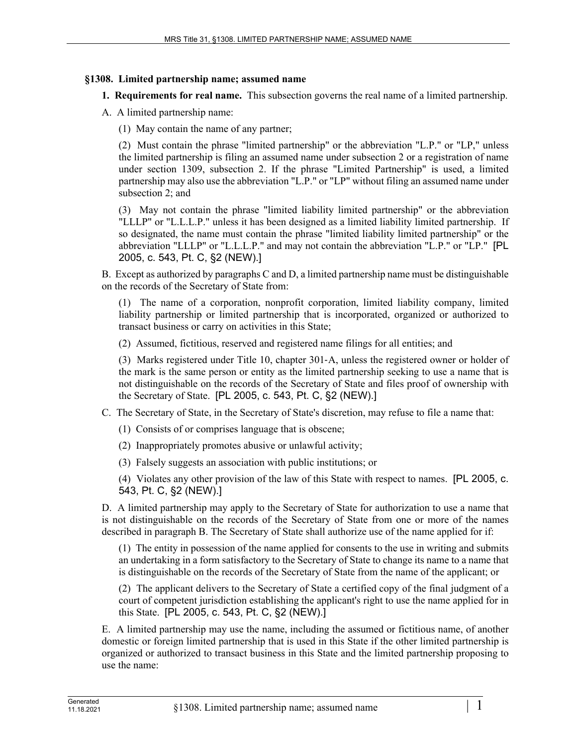## §1308. Limited partnership name; assumed name

**1. Requirements for real name.** This subsection governs the real name of a limited partnership.

A. A limited partnership name:

(1) May contain the name of any partner;

(2) Must contain the phrase "limited partnership" or the abbreviation "L.P." or "LP," unless the limited partnership is filing an assumed name under subsection 2 or a registration of name under section 1309, subsection 2. If the phrase "Limited Partnership" is used, a limited partnership may also use the abbreviation "L.P." or "LP" without filing an assumed name under subsection 2; and

(3) May not contain the phrase "limited liability limited partnership" or the abbreviation "LLLP" or "L.L.L.P." unless it has been designed as a limited liability limited partnership. If so designated, the name must contain the phrase "limited liability limited partnership" or the abbreviation "LLLP" or "L.L.L.P." and may not contain the abbreviation "L.P." or "LP." [PL 2005, c. 543, Pt. C, §2 (NEW).]

B. Except as authorized by paragraphs C and D, a limited partnership name must be distinguishable on the records of the Secretary of State from:

(1) The name of a corporation, nonprofit corporation, limited liability company, limited liability partnership or limited partnership that is incorporated, organized or authorized to transact business or carry on activities in this State;

(2) Assumed, fictitious, reserved and registered name filings for all entities; and

(3) Marks registered under Title 10, chapter 301-A, unless the registered owner or holder of the mark is the same person or entity as the limited partnership seeking to use a name that is not distinguishable on the records of the Secretary of State and files proof of ownership with the Secretary of State. [PL 2005, c. 543, Pt. C, §2 (NEW).]

C. The Secretary of State, in the Secretary of State's discretion, may refuse to file a name that:

(1) Consists of or comprises language that is obscene;

(2) Inappropriately promotes abusive or unlawful activity;

(3) Falsely suggests an association with public institutions; or

(4) Violates any other provision of the law of this State with respect to names. [PL 2005, c. 543, Pt. C, §2 (NEW).]

D. A limited partnership may apply to the Secretary of State for authorization to use a name that is not distinguishable on the records of the Secretary of State from one or more of the names described in paragraph B. The Secretary of State shall authorize use of the name applied for if:

(1) The entity in possession of the name applied for consents to the use in writing and submits an undertaking in a form satisfactory to the Secretary of State to change its name to a name that is distinguishable on the records of the Secretary of State from the name of the applicant; or

(2) The applicant delivers to the Secretary of State a certified copy of the final judgment of a court of competent jurisdiction establishing the applicant's right to use the name applied for in this State. [PL 2005, c. 543, Pt. C, §2 (NEW).]

E. A limited partnership may use the name, including the assumed or fictitious name, of another domestic or foreign limited partnership that is used in this State if the other limited partnership is organized or authorized to transact business in this State and the limited partnership proposing to use the name: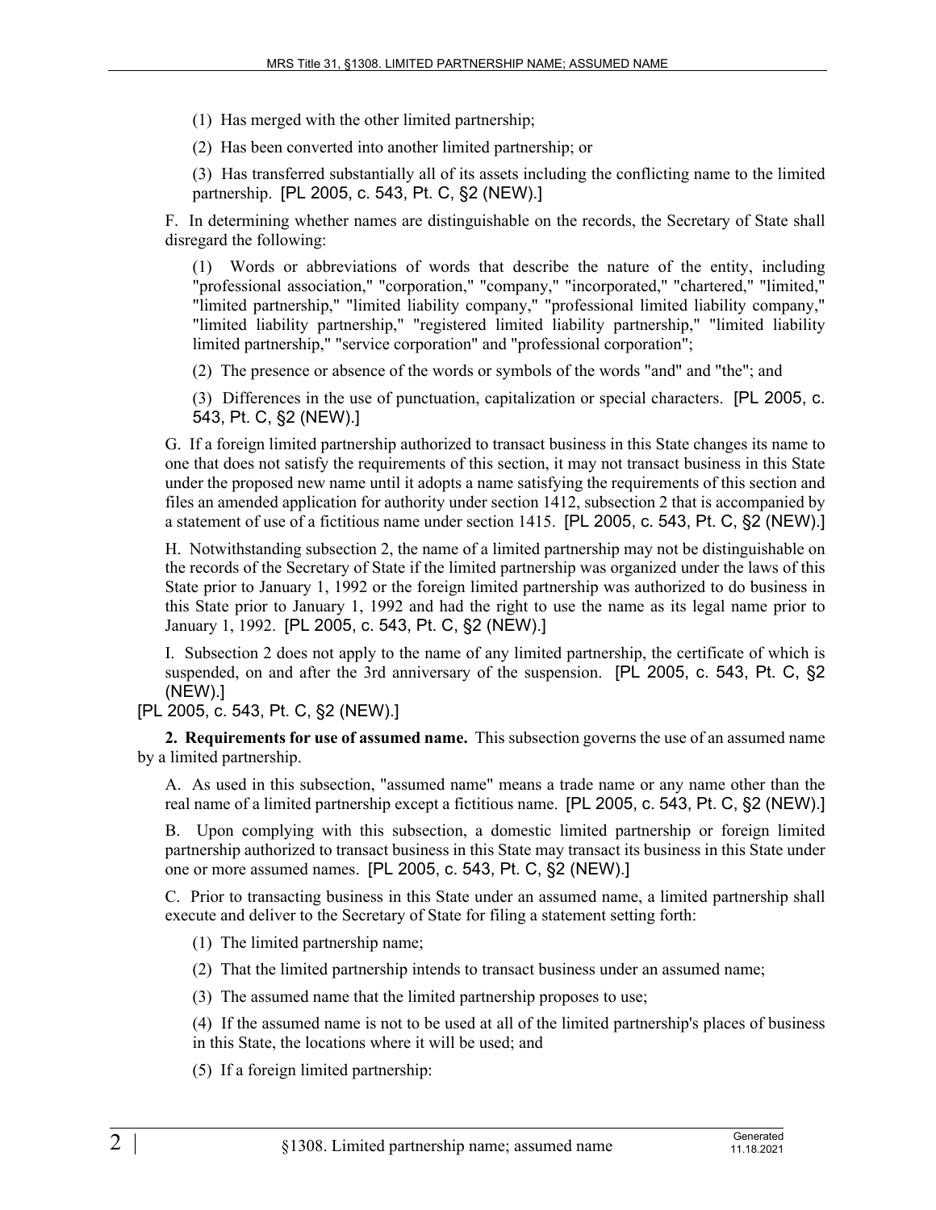(1) Has merged with the other limited partnership;

(2) Has been converted into another limited partnership; or

(3) Has transferred substantially all of its assets including the conflicting name to the limited partnership. [PL 2005, c. 543, Pt. C, §2 (NEW).]

F. In determining whether names are distinguishable on the records, the Secretary of State shall disregard the following:

(1) Words or abbreviations of words that describe the nature of the entity, including "professional association," "corporation," "company," "incorporated," "chartered," "limited," "limited partnership," "limited liability company," "professional limited liability company," "limited liability partnership," "registered limited liability partnership," "limited liability limited partnership," "service corporation" and "professional corporation";

(2) The presence or absence of the words or symbols of the words "and" and "the"; and

(3) Differences in the use of punctuation, capitalization or special characters. [PL 2005, c. 543, Pt. C, §2 (NEW).]

G. If a foreign limited partnership authorized to transact business in this State changes its name to one that does not satisfy the requirements of this section, it may not transact business in this State under the proposed new name until it adopts a name satisfying the requirements of this section and files an amended application for authority under section 1412, subsection 2 that is accompanied by a statement of use of a fictitious name under section 1415. [PL 2005, c. 543, Pt. C, §2 (NEW).]

H. Notwithstanding subsection 2, the name of a limited partnership may not be distinguishable on the records of the Secretary of State if the limited partnership was organized under the laws of this State prior to January 1, 1992 or the foreign limited partnership was authorized to do business in this State prior to January 1, 1992 and had the right to use the name as its legal name prior to January 1, 1992. [PL 2005, c. 543, Pt. C, §2 (NEW).]

I. Subsection 2 does not apply to the name of any limited partnership, the certificate of which is suspended, on and after the 3rd anniversary of the suspension. [PL 2005, c. 543, Pt. C, §2 (NEW).]

[PL 2005, c. 543, Pt. C, §2 (NEW).]

**2. Requirements for use of assumed name.** This subsection governs the use of an assumed name by a limited partnership.

A. As used in this subsection, "assumed name" means a trade name or any name other than the real name of a limited partnership except a fictitious name. [PL 2005, c. 543, Pt. C, §2 (NEW).]

B. Upon complying with this subsection, a domestic limited partnership or foreign limited partnership authorized to transact business in this State may transact its business in this State under one or more assumed names. [PL 2005, c. 543, Pt. C, §2 (NEW).]

C. Prior to transacting business in this State under an assumed name, a limited partnership shall execute and deliver to the Secretary of State for filing a statement setting forth:

(1) The limited partnership name;

(2) That the limited partnership intends to transact business under an assumed name;

(3) The assumed name that the limited partnership proposes to use;

(4) If the assumed name is not to be used at all of the limited partnership's places of business in this State, the locations where it will be used; and

(5) If a foreign limited partnership: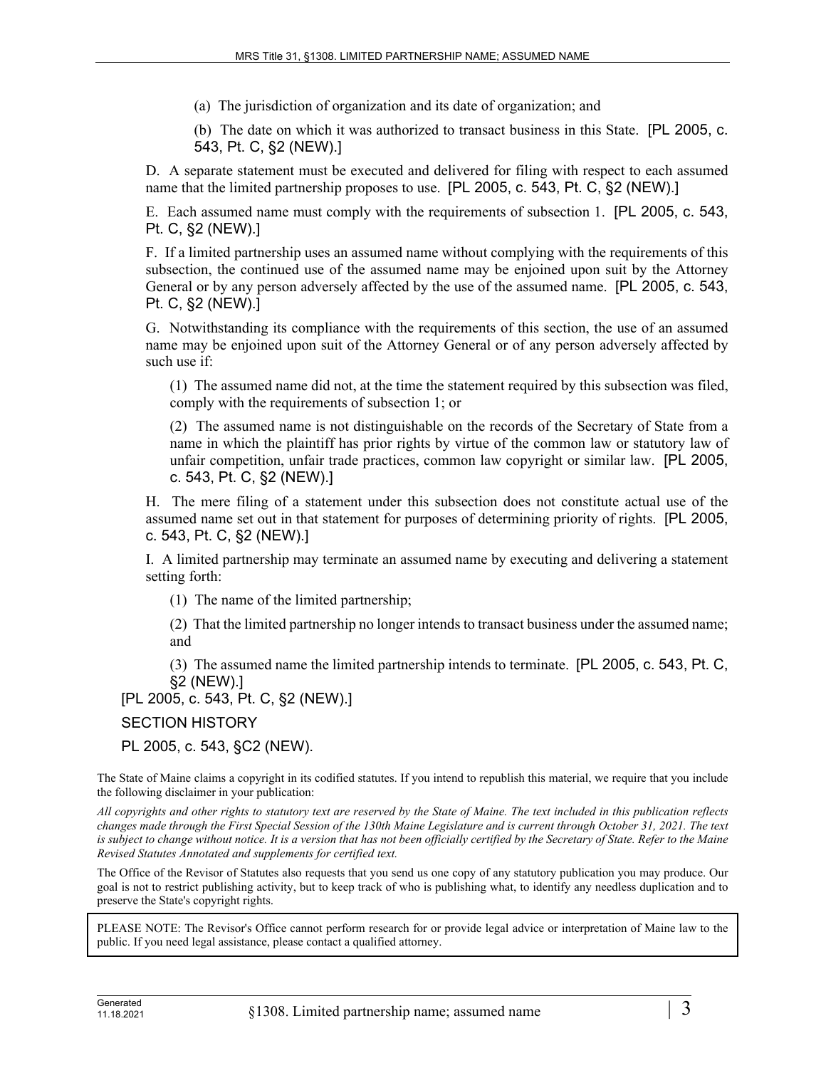(a) The jurisdiction of organization and its date of organization; and

(b) The date on which it was authorized to transact business in this State. [PL 2005, c. 543, Pt. C, §2 (NEW).]

D. A separate statement must be executed and delivered for filing with respect to each assumed name that the limited partnership proposes to use. [PL 2005, c. 543, Pt. C, §2 (NEW).]

E. Each assumed name must comply with the requirements of subsection 1. [PL 2005, c. 543, Pt. C, §2 (NEW).]

F. If a limited partnership uses an assumed name without complying with the requirements of this subsection, the continued use of the assumed name may be enjoined upon suit by the Attorney General or by any person adversely affected by the use of the assumed name. [PL 2005, c. 543, Pt. C, §2 (NEW).]

G. Notwithstanding its compliance with the requirements of this section, the use of an assumed name may be enjoined upon suit of the Attorney General or of any person adversely affected by such use if:

(1) The assumed name did not, at the time the statement required by this subsection was filed, comply with the requirements of subsection 1; or

(2) The assumed name is not distinguishable on the records of the Secretary of State from a name in which the plaintiff has prior rights by virtue of the common law or statutory law of unfair competition, unfair trade practices, common law copyright or similar law. [PL 2005, c. 543, Pt. C, §2 (NEW).]

H. The mere filing of a statement under this subsection does not constitute actual use of the assumed name set out in that statement for purposes of determining priority of rights. [PL 2005, c. 543, Pt. C, §2 (NEW).]

I. A limited partnership may terminate an assumed name by executing and delivering a statement setting forth:

(1) The name of the limited partnership;

(2) That the limited partnership no longer intends to transact business under the assumed name; and

(3) The assumed name the limited partnership intends to terminate. [PL 2005, c. 543, Pt. C, §2 (NEW).]

[PL 2005, c. 543, Pt. C, §2 (NEW).]

SECTION HISTORY

PL 2005, c. 543, §C2 (NEW).

The State of Maine claims a copyright in its codified statutes. If you intend to republish this material, we require that you include the following disclaimer in your publication:

*All copyrights and other rights to statutory text are reserved by the State of Maine. The text included in this publication reflects changes made through the First Special Session of the 130th Maine Legislature and is current through October 31, 2021. The text is subject to change without notice. It is a version that has not been officially certified by the Secretary of State. Refer to the Maine Revised Statutes Annotated and supplements for certified text.*

The Office of the Revisor of Statutes also requests that you send us one copy of any statutory publication you may produce. Our goal is not to restrict publishing activity, but to keep track of who is publishing what, to identify any needless duplication and to preserve the State's copyright rights.

PLEASE NOTE: The Revisor's Office cannot perform research for or provide legal advice or interpretation of Maine law to the public. If you need legal assistance, please contact a qualified attorney.